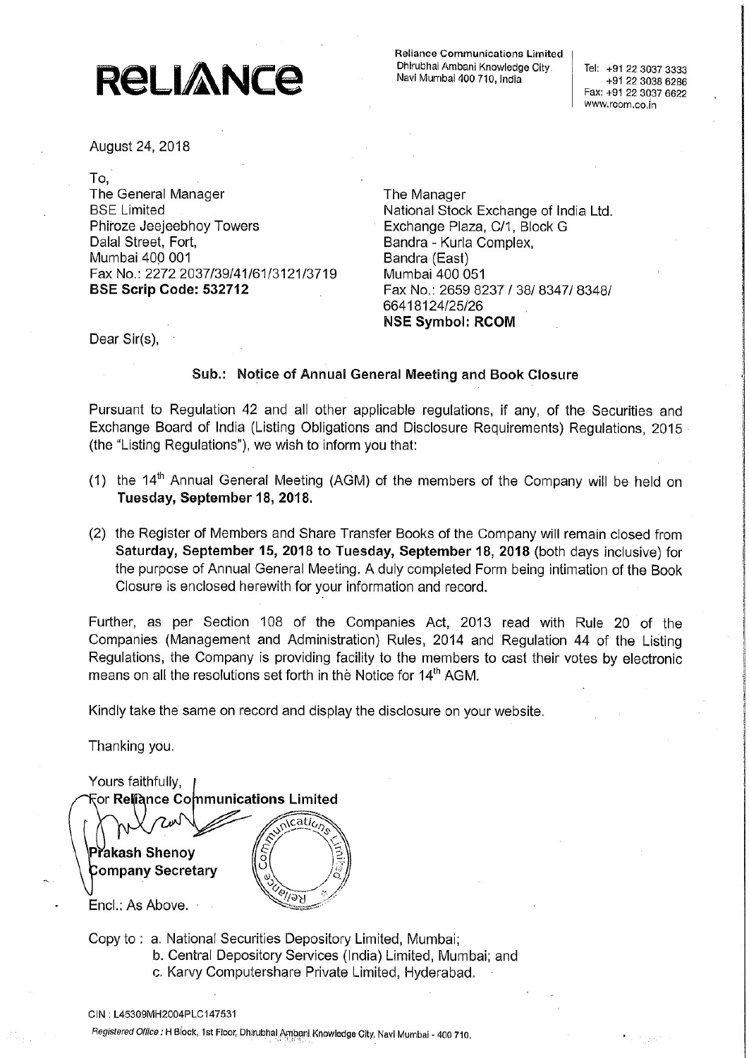**RELIANCE**

Reliance Communications Limited
Dhirubhai Ambani Knowledge City
Navi Mumbai 400 710, India

Tel: +91 22 3037 3333
+91 22 3038 6286
Fax: +91 22 3037 6622
www.rcom.co.in

August 24, 2018

To,

The General Manager
BSE Limited
Phiroze Jeejeebhoy Towers
Dalal Street, Fort,
Mumbai 400 001
Fax No.: 2272 2037/39/41/61/3121/3719
**BSE Scrip Code: 532712**

The Manager
National Stock Exchange of India Ltd.
Exchange Plaza, C/1, Block G
Bandra - Kurla Complex,
Bandra (East)
Mumbai 400 051
Fax No.: 2659 8237 / 38/ 8347/ 8348/ 66418124/25/26
**NSE Symbol: RCOM**

Dear Sir(s),

**Sub.: Notice of Annual General Meeting and Book Closure**

Pursuant to Regulation 42 and all other applicable regulations, if any, of the Securities and Exchange Board of India (Listing Obligations and Disclosure Requirements) Regulations, 2015 (the "Listing Regulations"), we wish to inform you that:

(1) the 14th Annual General Meeting (AGM) of the members of the Company will be held on **Tuesday, September 18, 2018.**

(2) the Register of Members and Share Transfer Books of the Company will remain closed from **Saturday, September 15, 2018 to Tuesday, September 18, 2018** (both days inclusive) for the purpose of Annual General Meeting. A duly completed Form being intimation of the Book Closure is enclosed herewith for your information and record.

Further, as per Section 108 of the Companies Act, 2013 read with Rule 20 of the Companies (Management and Administration) Rules, 2014 and Regulation 44 of the Listing Regulations, the Company is providing facility to the members to cast their votes by electronic means on all the resolutions set forth in the Notice for 14th AGM.

Kindly take the same on record and display the disclosure on your website.

Thanking you.

Yours faithfully,
**For Reliance Communications Limited**

**Prakash Shenoy**
**Company Secretary**

Encl.: As Above.

Copy to : a. National Securities Depository Limited, Mumbai;
b. Central Depository Services (India) Limited, Mumbai; and
c. Karvy Computershare Private Limited, Hyderabad.

CIN : L45309MH2004PLC147531

*Registered Office :* H Block, 1st Floor, Dhirubhai Ambani Knowledge City, Navi Mumbai - 400 710.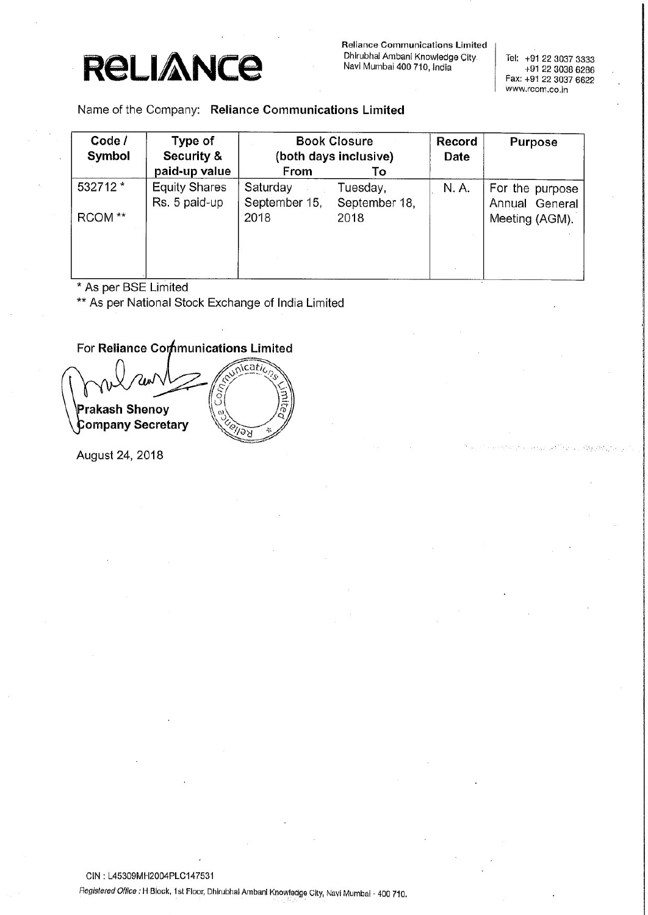Reliance Communications Limited
Dhirubhai Ambani Knowledge City
Navi Mumbai 400 710, India

Tel: +91 22 3037 3333
+91 22 3038 6286
Fax: +91 22 3037 6622
www.rcom.co.in

Name of the Company: **Reliance Communications Limited**

| Code / Symbol | Type of Security & paid-up value | Book Closure (both days inclusive) From | To | Record Date | Purpose |
|---|---|---|---|---|---|
| 532712 * <br> RCOM ** | Equity Shares Rs. 5 paid-up | Saturday September 15, 2018 | Tuesday, September 18, 2018 | N. A. | For the purpose Annual General Meeting (AGM). |

\* As per BSE Limited

\*\* As per National Stock Exchange of India Limited

For **Reliance Communications Limited**

**Prakash Shenoy**
**Company Secretary**

August 24, 2018

CIN : L45309MH2004PLC147531

*Registered Office :* H Block, 1st Floor, Dhirubhai Ambani Knowledge City, Navi Mumbai - 400 710.